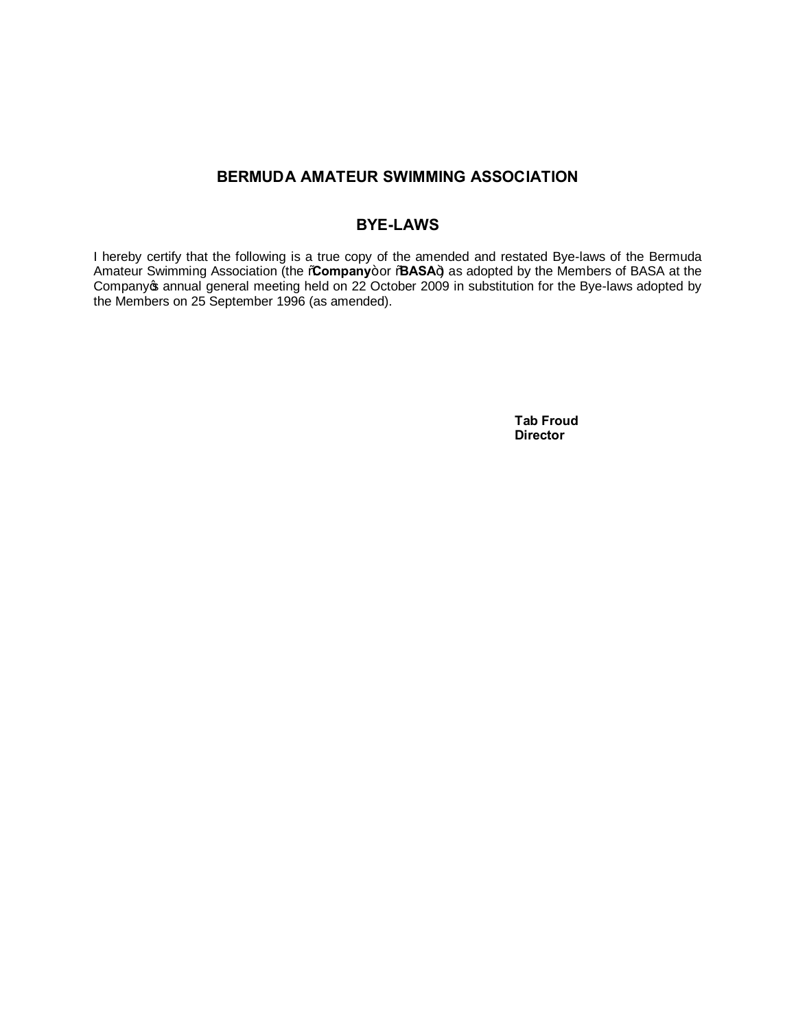# BERMUDA AMATEUR SWIMMING ASSOCIATION

## BYE-LAWS

I hereby certify that the following is a true copy of the amended and restated Bye-laws of the Bermuda Amateur Swimming Association (the "**Company**" or "**BASA**") as adopted by the Members of BASA at the Company's annual general meeting held on 22 October 2009 in substitution for the Bye-laws adopted by the Members on 25 September 1996 (as amended).

**Tab Froud**
**Director**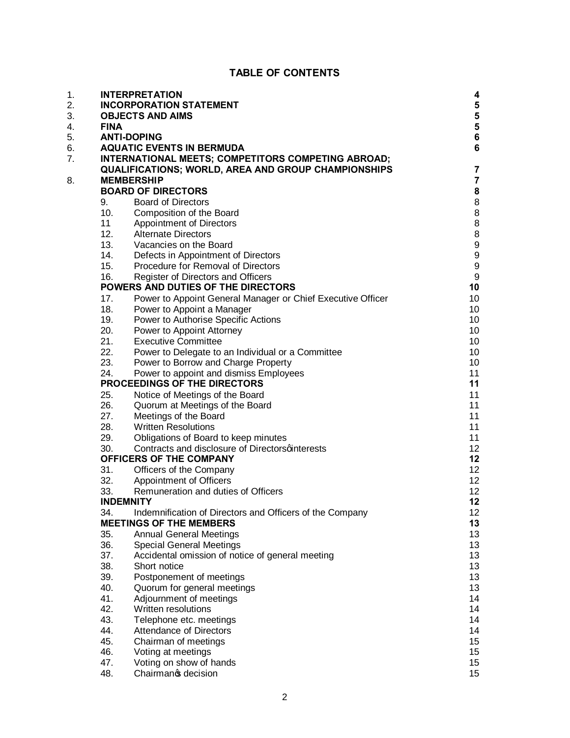# TABLE OF CONTENTS

| | | | |
|---|---|---|---|
| 1. | **INTERPRETATION** | | **4** |
| 2. | **INCORPORATION STATEMENT** | | **5** |
| 3. | **OBJECTS AND AIMS** | | **5** |
| 4. | **FINA** | | **5** |
| 5. | **ANTI-DOPING** | | **6** |
| 6. | **AQUATIC EVENTS IN BERMUDA** | | **6** |
| 7. | **INTERNATIONAL MEETS; COMPETITORS COMPETING ABROAD; QUALIFICATIONS; WORLD, AREA AND GROUP CHAMPIONSHIPS** | | **7** |
| 8. | **MEMBERSHIP** | | **7** |
| | **BOARD OF DIRECTORS** | | **8** |
| | 9. | Board of Directors | 8 |
| | 10. | Composition of the Board | 8 |
| | 11 | Appointment of Directors | 8 |
| | 12. | Alternate Directors | 8 |
| | 13. | Vacancies on the Board | 9 |
| | 14. | Defects in Appointment of Directors | 9 |
| | 15. | Procedure for Removal of Directors | 9 |
| | 16. | Register of Directors and Officers | 9 |
| | **POWERS AND DUTIES OF THE DIRECTORS** | | **10** |
| | 17. | Power to Appoint General Manager or Chief Executive Officer | 10 |
| | 18. | Power to Appoint a Manager | 10 |
| | 19. | Power to Authorise Specific Actions | 10 |
| | 20. | Power to Appoint Attorney | 10 |
| | 21. | Executive Committee | 10 |
| | 22. | Power to Delegate to an Individual or a Committee | 10 |
| | 23. | Power to Borrow and Charge Property | 10 |
| | 24. | Power to appoint and dismiss Employees | 11 |
| | **PROCEEDINGS OF THE DIRECTORS** | | **11** |
| | 25. | Notice of Meetings of the Board | 11 |
| | 26. | Quorum at Meetings of the Board | 11 |
| | 27. | Meetings of the Board | 11 |
| | 28. | Written Resolutions | 11 |
| | 29. | Obligations of Board to keep minutes | 11 |
| | 30. | Contracts and disclosure of Directors' interests | 12 |
| | **OFFICERS OF THE COMPANY** | | **12** |
| | 31. | Officers of the Company | 12 |
| | 32. | Appointment of Officers | 12 |
| | 33. | Remuneration and duties of Officers | 12 |
| | **INDEMNITY** | | **12** |
| | 34. | Indemnification of Directors and Officers of the Company | 12 |
| | **MEETINGS OF THE MEMBERS** | | **13** |
| | 35. | Annual General Meetings | 13 |
| | 36. | Special General Meetings | 13 |
| | 37. | Accidental omission of notice of general meeting | 13 |
| | 38. | Short notice | 13 |
| | 39. | Postponement of meetings | 13 |
| | 40. | Quorum for general meetings | 13 |
| | 41. | Adjournment of meetings | 14 |
| | 42. | Written resolutions | 14 |
| | 43. | Telephone etc. meetings | 14 |
| | 44. | Attendance of Directors | 14 |
| | 45. | Chairman of meetings | 15 |
| | 46. | Voting at meetings | 15 |
| | 47. | Voting on show of hands | 15 |
| | 48. | Chairman's decision | 15 |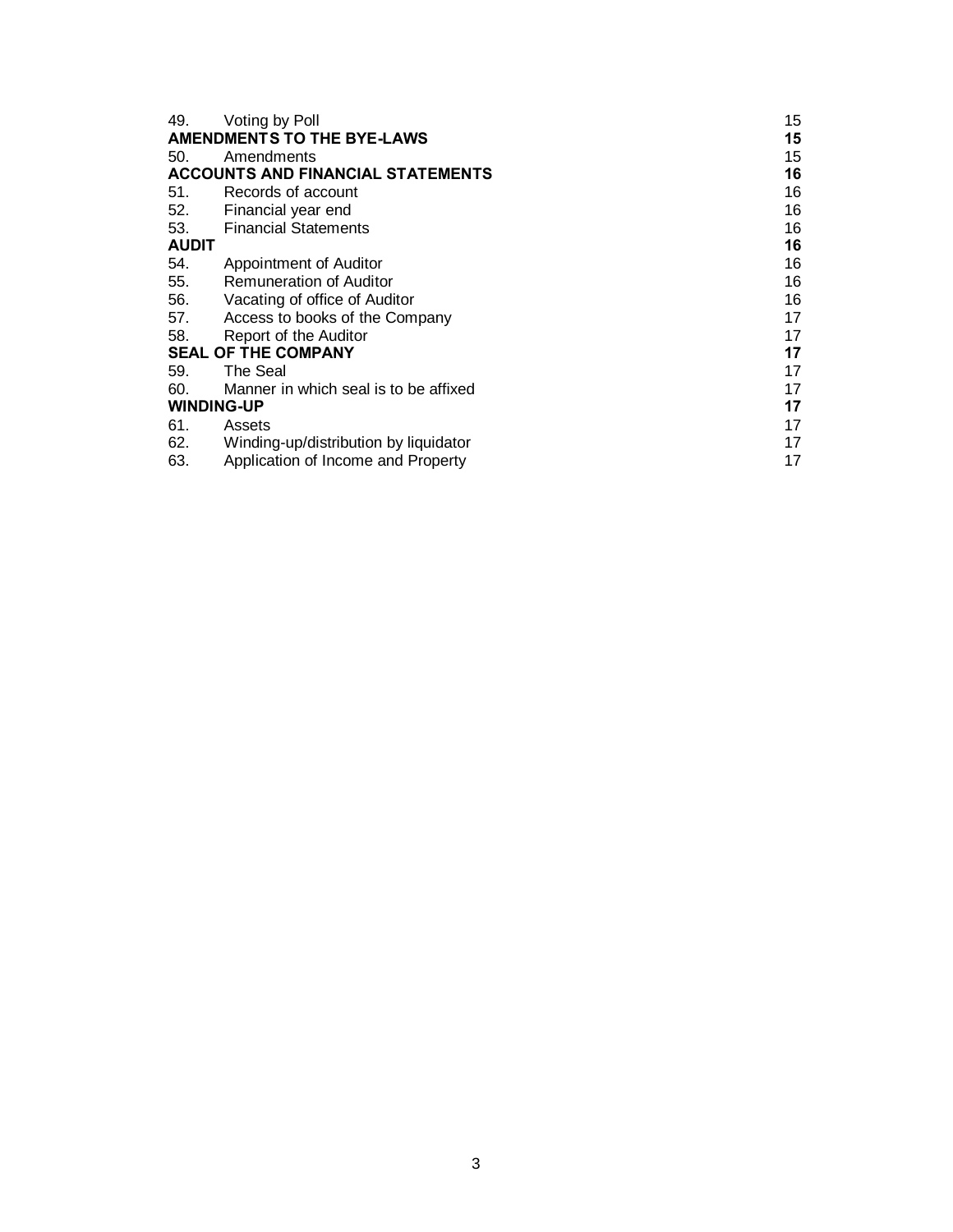| | | |
|---|---|---|
| 49. | Voting by Poll | 15 |
| **AMENDMENTS TO THE BYE-LAWS** | | **15** |
| 50. | Amendments | 15 |
| **ACCOUNTS AND FINANCIAL STATEMENTS** | | **16** |
| 51. | Records of account | 16 |
| 52. | Financial year end | 16 |
| 53. | Financial Statements | 16 |
| **AUDIT** | | **16** |
| 54. | Appointment of Auditor | 16 |
| 55. | Remuneration of Auditor | 16 |
| 56. | Vacating of office of Auditor | 16 |
| 57. | Access to books of the Company | 17 |
| 58. | Report of the Auditor | 17 |
| **SEAL OF THE COMPANY** | | **17** |
| 59. | The Seal | 17 |
| 60. | Manner in which seal is to be affixed | 17 |
| **WINDING-UP** | | **17** |
| 61. | Assets | 17 |
| 62. | Winding-up/distribution by liquidator | 17 |
| 63. | Application of Income and Property | 17 |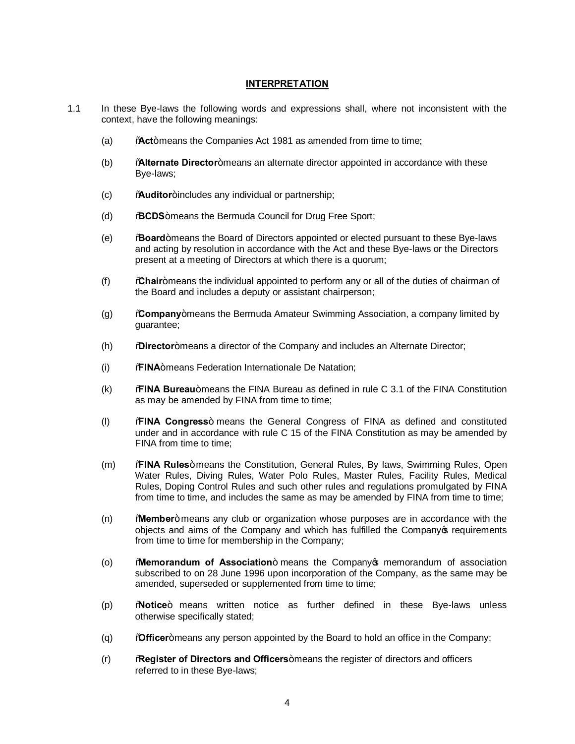## INTERPRETATION

1.1 In these Bye-laws the following words and expressions shall, where not inconsistent with the context, have the following meanings:

(a) "**Act**" means the Companies Act 1981 as amended from time to time;

(b) "**Alternate Director**" means an alternate director appointed in accordance with these Bye-laws;

(c) "**Auditor**" includes any individual or partnership;

(d) "**BCDS**" means the Bermuda Council for Drug Free Sport;

(e) "**Board**" means the Board of Directors appointed or elected pursuant to these Bye-laws and acting by resolution in accordance with the Act and these Bye-laws or the Directors present at a meeting of Directors at which there is a quorum;

(f) "**Chair**" means the individual appointed to perform any or all of the duties of chairman of the Board and includes a deputy or assistant chairperson;

(g) "**Company**" means the Bermuda Amateur Swimming Association, a company limited by guarantee;

(h) "**Director**" means a director of the Company and includes an Alternate Director;

(i) "**FINA**" means Federation Internationale De Natation;

(k) "**FINA Bureau**" means the FINA Bureau as defined in rule C 3.1 of the FINA Constitution as may be amended by FINA from time to time;

(l) "**FINA Congress**" means the General Congress of FINA as defined and constituted under and in accordance with rule C 15 of the FINA Constitution as may be amended by FINA from time to time;

(m) "**FINA Rules**" means the Constitution, General Rules, By laws, Swimming Rules, Open Water Rules, Diving Rules, Water Polo Rules, Master Rules, Facility Rules, Medical Rules, Doping Control Rules and such other rules and regulations promulgated by FINA from time to time, and includes the same as may be amended by FINA from time to time;

(n) "**Member**" means any club or organization whose purposes are in accordance with the objects and aims of the Company and which has fulfilled the Company's requirements from time to time for membership in the Company;

(o) "**Memorandum of Association**" means the Company's memorandum of association subscribed to on 28 June 1996 upon incorporation of the Company, as the same may be amended, superseded or supplemented from time to time;

(p) "**Notice**" means written notice as further defined in these Bye-laws unless otherwise specifically stated;

(q) "**Officer**" means any person appointed by the Board to hold an office in the Company;

(r) "**Register of Directors and Officers**" means the register of directors and officers referred to in these Bye-laws;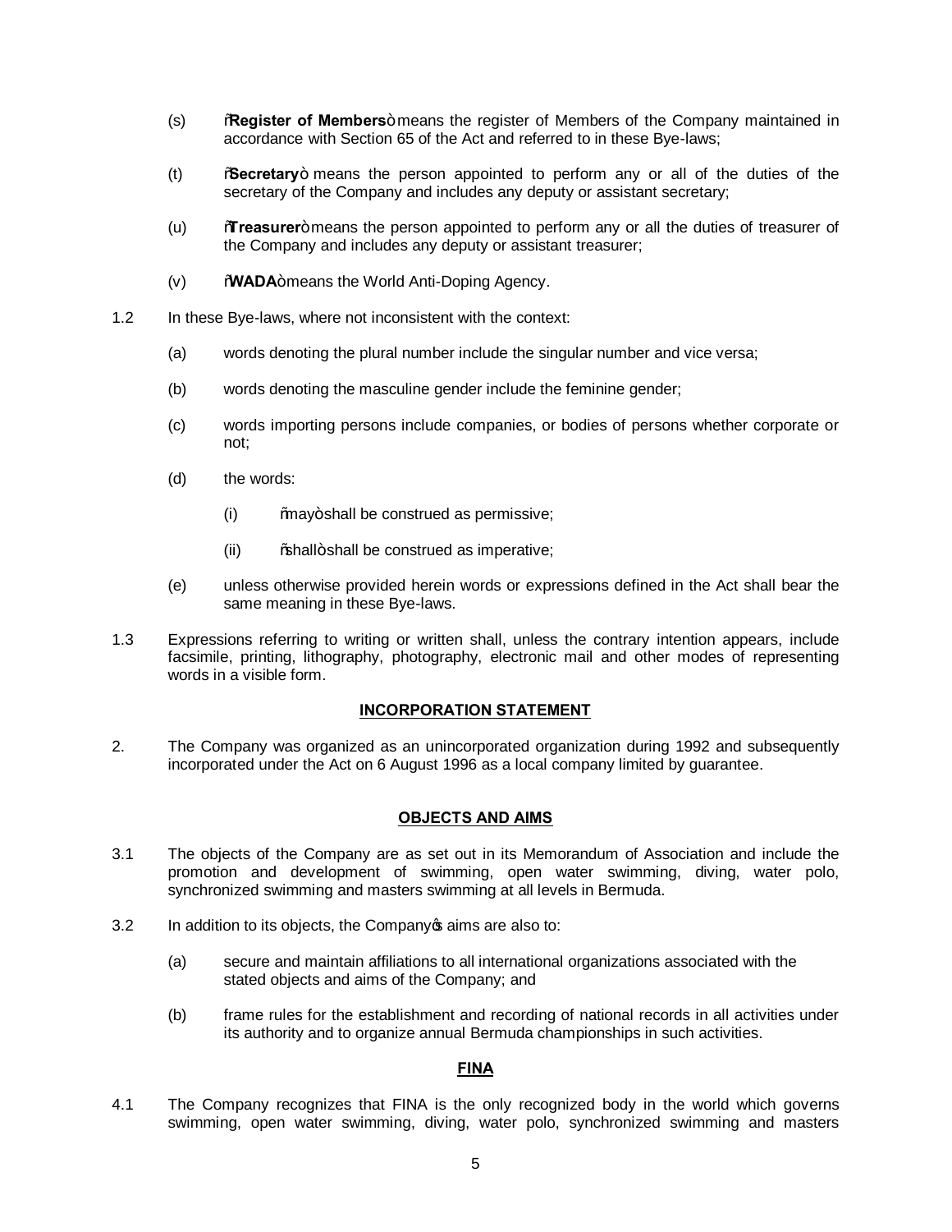(s) "**Register of Members**" means the register of Members of the Company maintained in accordance with Section 65 of the Act and referred to in these Bye-laws;

(t) "**Secretary**" means the person appointed to perform any or all of the duties of the secretary of the Company and includes any deputy or assistant secretary;

(u) "**Treasurer**" means the person appointed to perform any or all the duties of treasurer of the Company and includes any deputy or assistant treasurer;

(v) "**WADA**" means the World Anti-Doping Agency.

1.2 In these Bye-laws, where not inconsistent with the context:

(a) words denoting the plural number include the singular number and vice versa;

(b) words denoting the masculine gender include the feminine gender;

(c) words importing persons include companies, or bodies of persons whether corporate or not;

(d) the words:

(i) "may" shall be construed as permissive;

(ii) "shall" shall be construed as imperative;

(e) unless otherwise provided herein words or expressions defined in the Act shall bear the same meaning in these Bye-laws.

1.3 Expressions referring to writing or written shall, unless the contrary intention appears, include facsimile, printing, lithography, photography, electronic mail and other modes of representing words in a visible form.

## INCORPORATION STATEMENT

2. The Company was organized as an unincorporated organization during 1992 and subsequently incorporated under the Act on 6 August 1996 as a local company limited by guarantee.

## OBJECTS AND AIMS

3.1 The objects of the Company are as set out in its Memorandum of Association and include the promotion and development of swimming, open water swimming, diving, water polo, synchronized swimming and masters swimming at all levels in Bermuda.

3.2 In addition to its objects, the Company's aims are also to:

(a) secure and maintain affiliations to all international organizations associated with the stated objects and aims of the Company; and

(b) frame rules for the establishment and recording of national records in all activities under its authority and to organize annual Bermuda championships in such activities.

## FINA

4.1 The Company recognizes that FINA is the only recognized body in the world which governs swimming, open water swimming, diving, water polo, synchronized swimming and masters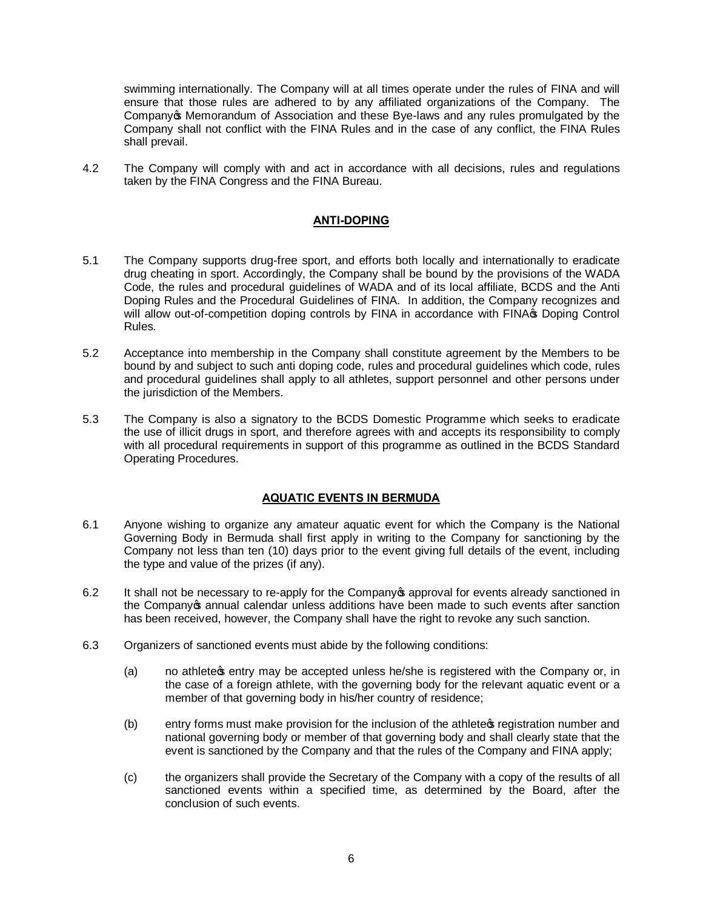swimming internationally. The Company will at all times operate under the rules of FINA and will ensure that those rules are adhered to by any affiliated organizations of the Company. The Company's Memorandum of Association and these Bye-laws and any rules promulgated by the Company shall not conflict with the FINA Rules and in the case of any conflict, the FINA Rules shall prevail.

4.2 The Company will comply with and act in accordance with all decisions, rules and regulations taken by the FINA Congress and the FINA Bureau.

## ANTI-DOPING

5.1 The Company supports drug-free sport, and efforts both locally and internationally to eradicate drug cheating in sport. Accordingly, the Company shall be bound by the provisions of the WADA Code, the rules and procedural guidelines of WADA and of its local affiliate, BCDS and the Anti Doping Rules and the Procedural Guidelines of FINA. In addition, the Company recognizes and will allow out-of-competition doping controls by FINA in accordance with FINA's Doping Control Rules.

5.2 Acceptance into membership in the Company shall constitute agreement by the Members to be bound by and subject to such anti doping code, rules and procedural guidelines which code, rules and procedural guidelines shall apply to all athletes, support personnel and other persons under the jurisdiction of the Members.

5.3 The Company is also a signatory to the BCDS Domestic Programme which seeks to eradicate the use of illicit drugs in sport, and therefore agrees with and accepts its responsibility to comply with all procedural requirements in support of this programme as outlined in the BCDS Standard Operating Procedures.

## AQUATIC EVENTS IN BERMUDA

6.1 Anyone wishing to organize any amateur aquatic event for which the Company is the National Governing Body in Bermuda shall first apply in writing to the Company for sanctioning by the Company not less than ten (10) days prior to the event giving full details of the event, including the type and value of the prizes (if any).

6.2 It shall not be necessary to re-apply for the Company's approval for events already sanctioned in the Company's annual calendar unless additions have been made to such events after sanction has been received, however, the Company shall have the right to revoke any such sanction.

6.3 Organizers of sanctioned events must abide by the following conditions:

(a) no athlete's entry may be accepted unless he/she is registered with the Company or, in the case of a foreign athlete, with the governing body for the relevant aquatic event or a member of that governing body in his/her country of residence;

(b) entry forms must make provision for the inclusion of the athlete's registration number and national governing body or member of that governing body and shall clearly state that the event is sanctioned by the Company and that the rules of the Company and FINA apply;

(c) the organizers shall provide the Secretary of the Company with a copy of the results of all sanctioned events within a specified time, as determined by the Board, after the conclusion of such events.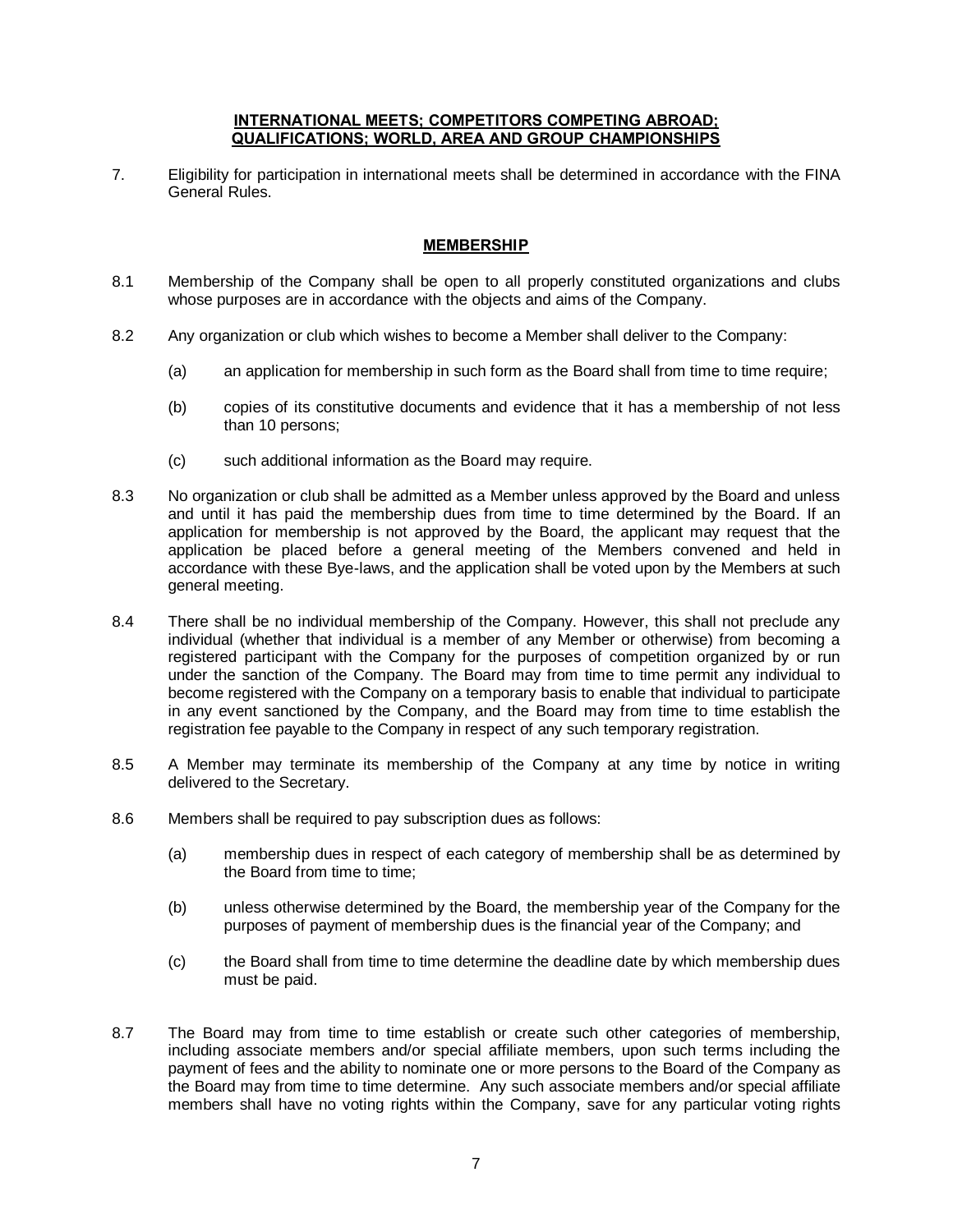## INTERNATIONAL MEETS; COMPETITORS COMPETING ABROAD; QUALIFICATIONS; WORLD, AREA AND GROUP CHAMPIONSHIPS

7. Eligibility for participation in international meets shall be determined in accordance with the FINA General Rules.

## MEMBERSHIP

8.1 Membership of the Company shall be open to all properly constituted organizations and clubs whose purposes are in accordance with the objects and aims of the Company.

8.2 Any organization or club which wishes to become a Member shall deliver to the Company:

(a) an application for membership in such form as the Board shall from time to time require;

(b) copies of its constitutive documents and evidence that it has a membership of not less than 10 persons;

(c) such additional information as the Board may require.

8.3 No organization or club shall be admitted as a Member unless approved by the Board and unless and until it has paid the membership dues from time to time determined by the Board. If an application for membership is not approved by the Board, the applicant may request that the application be placed before a general meeting of the Members convened and held in accordance with these Bye-laws, and the application shall be voted upon by the Members at such general meeting.

8.4 There shall be no individual membership of the Company. However, this shall not preclude any individual (whether that individual is a member of any Member or otherwise) from becoming a registered participant with the Company for the purposes of competition organized by or run under the sanction of the Company. The Board may from time to time permit any individual to become registered with the Company on a temporary basis to enable that individual to participate in any event sanctioned by the Company, and the Board may from time to time establish the registration fee payable to the Company in respect of any such temporary registration.

8.5 A Member may terminate its membership of the Company at any time by notice in writing delivered to the Secretary.

8.6 Members shall be required to pay subscription dues as follows:

(a) membership dues in respect of each category of membership shall be as determined by the Board from time to time;

(b) unless otherwise determined by the Board, the membership year of the Company for the purposes of payment of membership dues is the financial year of the Company; and

(c) the Board shall from time to time determine the deadline date by which membership dues must be paid.

8.7 The Board may from time to time establish or create such other categories of membership, including associate members and/or special affiliate members, upon such terms including the payment of fees and the ability to nominate one or more persons to the Board of the Company as the Board may from time to time determine. Any such associate members and/or special affiliate members shall have no voting rights within the Company, save for any particular voting rights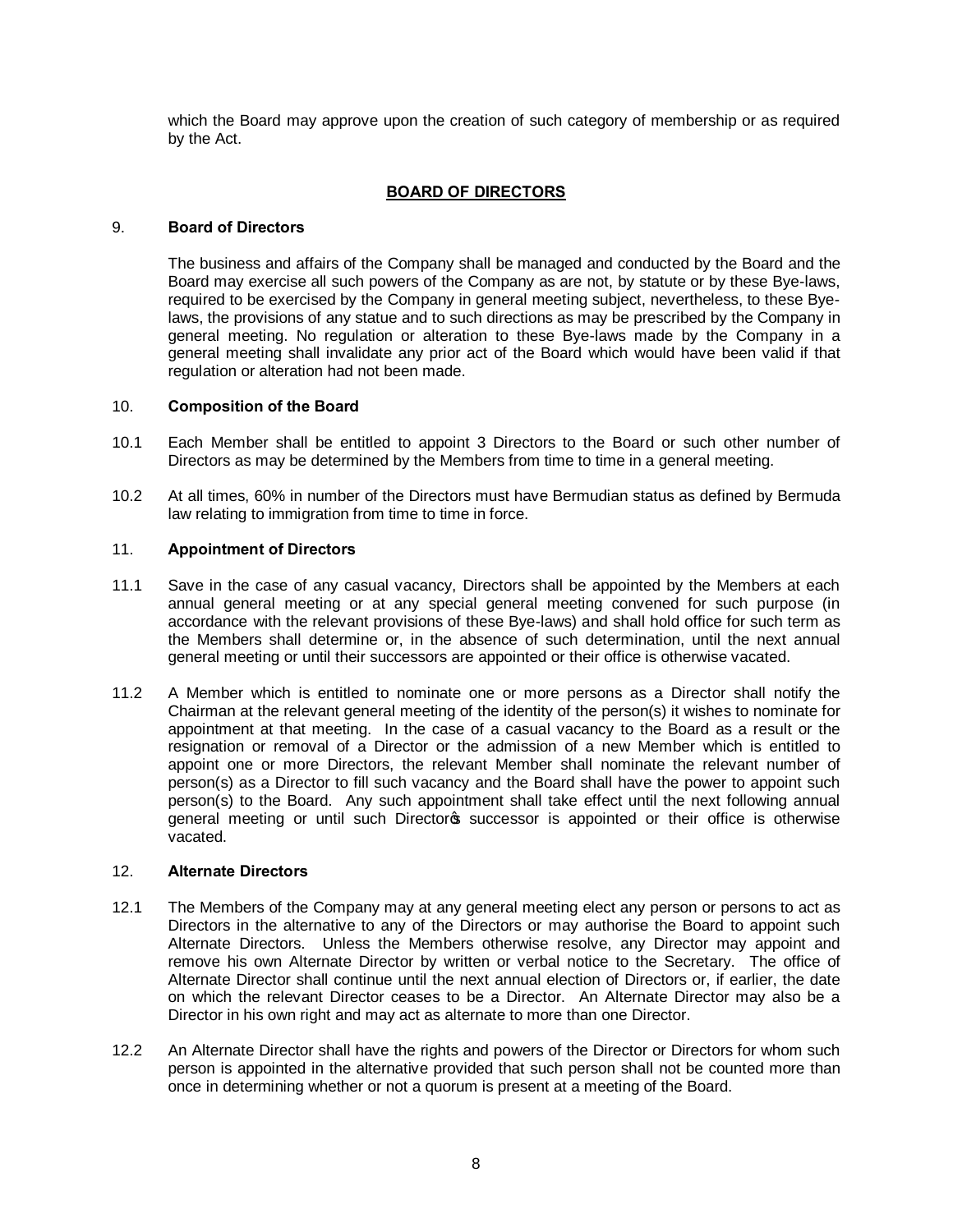which the Board may approve upon the creation of such category of membership or as required by the Act.

## BOARD OF DIRECTORS

### 9. Board of Directors

The business and affairs of the Company shall be managed and conducted by the Board and the Board may exercise all such powers of the Company as are not, by statute or by these Bye-laws, required to be exercised by the Company in general meeting subject, nevertheless, to these Bye-laws, the provisions of any statue and to such directions as may be prescribed by the Company in general meeting. No regulation or alteration to these Bye-laws made by the Company in a general meeting shall invalidate any prior act of the Board which would have been valid if that regulation or alteration had not been made.

### 10. Composition of the Board

10.1 Each Member shall be entitled to appoint 3 Directors to the Board or such other number of Directors as may be determined by the Members from time to time in a general meeting.

10.2 At all times, 60% in number of the Directors must have Bermudian status as defined by Bermuda law relating to immigration from time to time in force.

### 11. Appointment of Directors

11.1 Save in the case of any casual vacancy, Directors shall be appointed by the Members at each annual general meeting or at any special general meeting convened for such purpose (in accordance with the relevant provisions of these Bye-laws) and shall hold office for such term as the Members shall determine or, in the absence of such determination, until the next annual general meeting or until their successors are appointed or their office is otherwise vacated.

11.2 A Member which is entitled to nominate one or more persons as a Director shall notify the Chairman at the relevant general meeting of the identity of the person(s) it wishes to nominate for appointment at that meeting. In the case of a casual vacancy to the Board as a result or the resignation or removal of a Director or the admission of a new Member which is entitled to appoint one or more Directors, the relevant Member shall nominate the relevant number of person(s) as a Director to fill such vacancy and the Board shall have the power to appoint such person(s) to the Board. Any such appointment shall take effect until the next following annual general meeting or until such Director's successor is appointed or their office is otherwise vacated.

### 12. Alternate Directors

12.1 The Members of the Company may at any general meeting elect any person or persons to act as Directors in the alternative to any of the Directors or may authorise the Board to appoint such Alternate Directors. Unless the Members otherwise resolve, any Director may appoint and remove his own Alternate Director by written or verbal notice to the Secretary. The office of Alternate Director shall continue until the next annual election of Directors or, if earlier, the date on which the relevant Director ceases to be a Director. An Alternate Director may also be a Director in his own right and may act as alternate to more than one Director.

12.2 An Alternate Director shall have the rights and powers of the Director or Directors for whom such person is appointed in the alternative provided that such person shall not be counted more than once in determining whether or not a quorum is present at a meeting of the Board.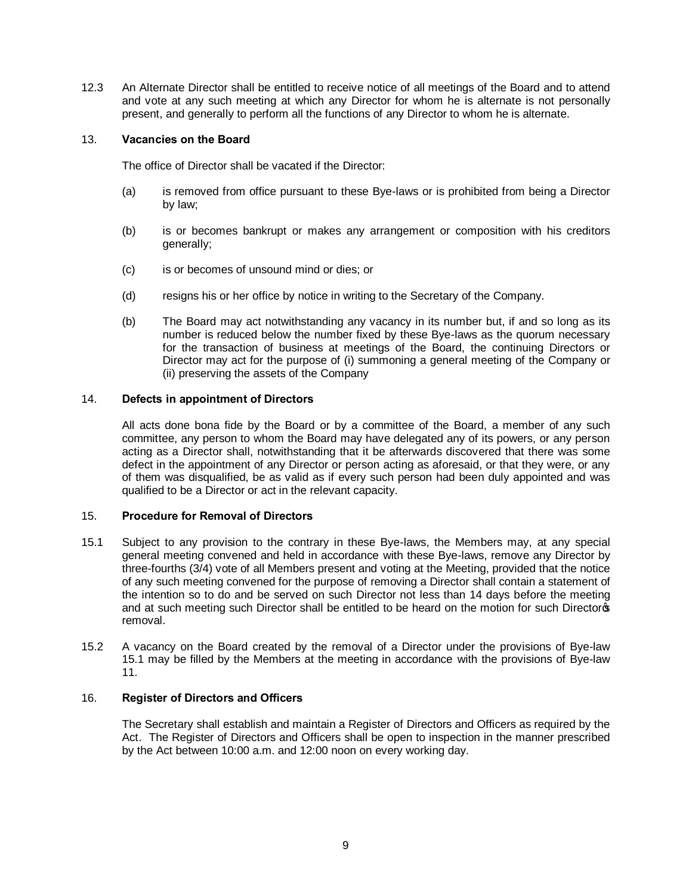12.3 An Alternate Director shall be entitled to receive notice of all meetings of the Board and to attend and vote at any such meeting at which any Director for whom he is alternate is not personally present, and generally to perform all the functions of any Director to whom he is alternate.

## 13. **Vacancies on the Board**

The office of Director shall be vacated if the Director:

(a) is removed from office pursuant to these Bye-laws or is prohibited from being a Director by law;

(b) is or becomes bankrupt or makes any arrangement or composition with his creditors generally;

(c) is or becomes of unsound mind or dies; or

(d) resigns his or her office by notice in writing to the Secretary of the Company.

(b) The Board may act notwithstanding any vacancy in its number but, if and so long as its number is reduced below the number fixed by these Bye-laws as the quorum necessary for the transaction of business at meetings of the Board, the continuing Directors or Director may act for the purpose of (i) summoning a general meeting of the Company or (ii) preserving the assets of the Company

## 14. **Defects in appointment of Directors**

All acts done bona fide by the Board or by a committee of the Board, a member of any such committee, any person to whom the Board may have delegated any of its powers, or any person acting as a Director shall, notwithstanding that it be afterwards discovered that there was some defect in the appointment of any Director or person acting as aforesaid, or that they were, or any of them was disqualified, be as valid as if every such person had been duly appointed and was qualified to be a Director or act in the relevant capacity.

## 15. **Procedure for Removal of Directors**

15.1 Subject to any provision to the contrary in these Bye-laws, the Members may, at any special general meeting convened and held in accordance with these Bye-laws, remove any Director by three-fourths (3/4) vote of all Members present and voting at the Meeting, provided that the notice of any such meeting convened for the purpose of removing a Director shall contain a statement of the intention so to do and be served on such Director not less than 14 days before the meeting and at such meeting such Director shall be entitled to be heard on the motion for such Director's removal.

15.2 A vacancy on the Board created by the removal of a Director under the provisions of Bye-law 15.1 may be filled by the Members at the meeting in accordance with the provisions of Bye-law 11.

## 16. **Register of Directors and Officers**

The Secretary shall establish and maintain a Register of Directors and Officers as required by the Act. The Register of Directors and Officers shall be open to inspection in the manner prescribed by the Act between 10:00 a.m. and 12:00 noon on every working day.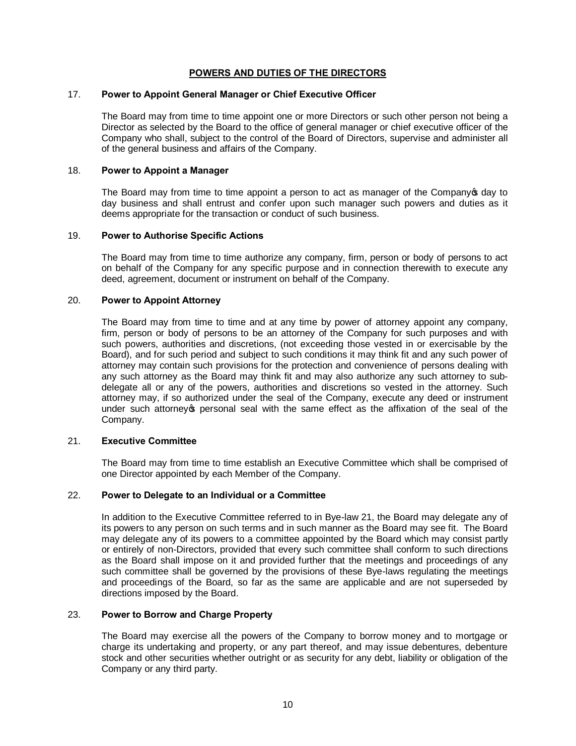## POWERS AND DUTIES OF THE DIRECTORS

### 17. Power to Appoint General Manager or Chief Executive Officer

The Board may from time to time appoint one or more Directors or such other person not being a Director as selected by the Board to the office of general manager or chief executive officer of the Company who shall, subject to the control of the Board of Directors, supervise and administer all of the general business and affairs of the Company.

### 18. Power to Appoint a Manager

The Board may from time to time appoint a person to act as manager of the Company's day to day business and shall entrust and confer upon such manager such powers and duties as it deems appropriate for the transaction or conduct of such business.

### 19. Power to Authorise Specific Actions

The Board may from time to time authorize any company, firm, person or body of persons to act on behalf of the Company for any specific purpose and in connection therewith to execute any deed, agreement, document or instrument on behalf of the Company.

### 20. Power to Appoint Attorney

The Board may from time to time and at any time by power of attorney appoint any company, firm, person or body of persons to be an attorney of the Company for such purposes and with such powers, authorities and discretions, (not exceeding those vested in or exercisable by the Board), and for such period and subject to such conditions it may think fit and any such power of attorney may contain such provisions for the protection and convenience of persons dealing with any such attorney as the Board may think fit and may also authorize any such attorney to sub-delegate all or any of the powers, authorities and discretions so vested in the attorney. Such attorney may, if so authorized under the seal of the Company, execute any deed or instrument under such attorney's personal seal with the same effect as the affixation of the seal of the Company.

### 21. Executive Committee

The Board may from time to time establish an Executive Committee which shall be comprised of one Director appointed by each Member of the Company.

### 22. Power to Delegate to an Individual or a Committee

In addition to the Executive Committee referred to in Bye-law 21, the Board may delegate any of its powers to any person on such terms and in such manner as the Board may see fit. The Board may delegate any of its powers to a committee appointed by the Board which may consist partly or entirely of non-Directors, provided that every such committee shall conform to such directions as the Board shall impose on it and provided further that the meetings and proceedings of any such committee shall be governed by the provisions of these Bye-laws regulating the meetings and proceedings of the Board, so far as the same are applicable and are not superseded by directions imposed by the Board.

### 23. Power to Borrow and Charge Property

The Board may exercise all the powers of the Company to borrow money and to mortgage or charge its undertaking and property, or any part thereof, and may issue debentures, debenture stock and other securities whether outright or as security for any debt, liability or obligation of the Company or any third party.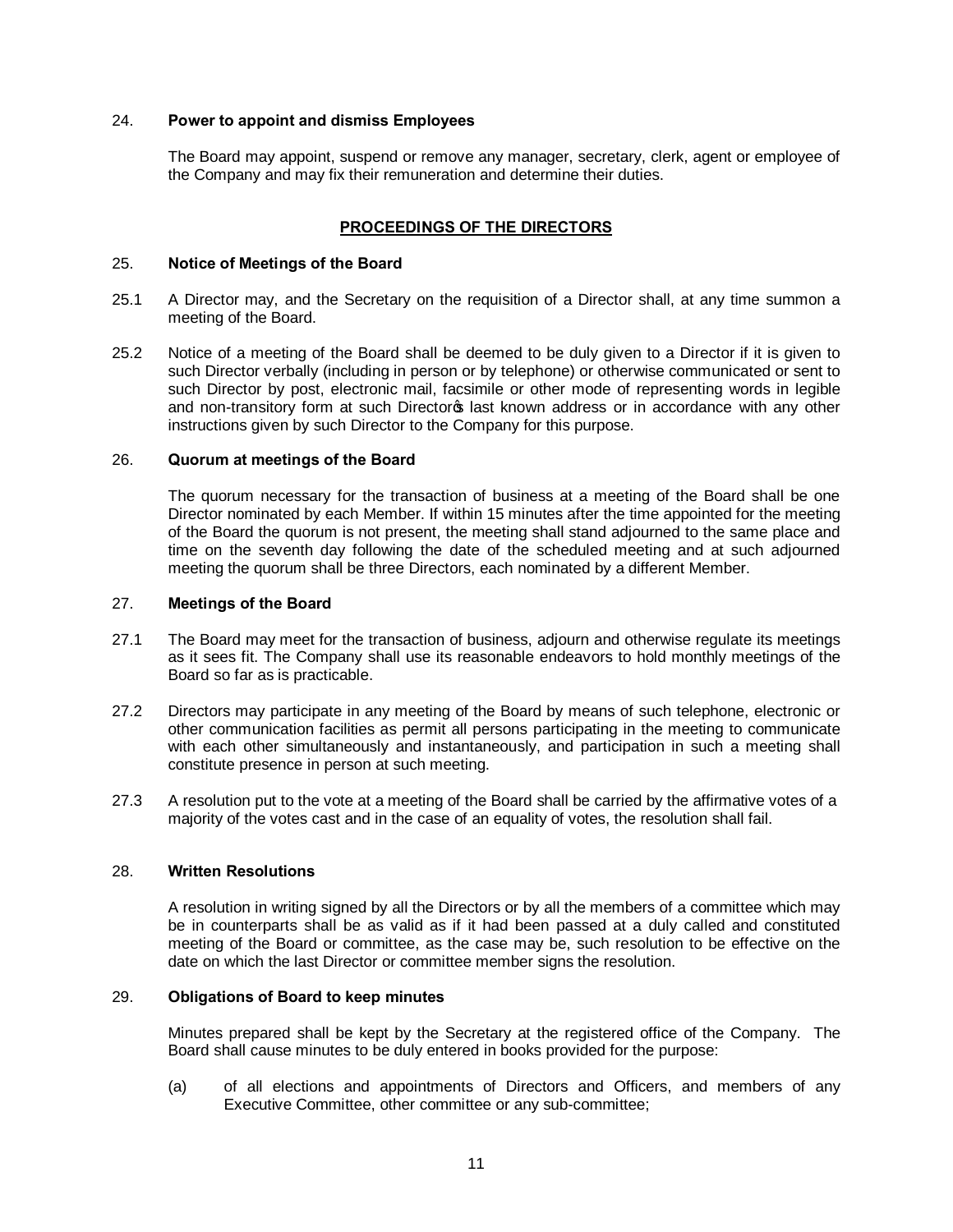24. **Power to appoint and dismiss Employees**

The Board may appoint, suspend or remove any manager, secretary, clerk, agent or employee of the Company and may fix their remuneration and determine their duties.

## PROCEEDINGS OF THE DIRECTORS

25. **Notice of Meetings of the Board**

25.1 A Director may, and the Secretary on the requisition of a Director shall, at any time summon a meeting of the Board.

25.2 Notice of a meeting of the Board shall be deemed to be duly given to a Director if it is given to such Director verbally (including in person or by telephone) or otherwise communicated or sent to such Director by post, electronic mail, facsimile or other mode of representing words in legible and non-transitory form at such Director's last known address or in accordance with any other instructions given by such Director to the Company for this purpose.

26. **Quorum at meetings of the Board**

The quorum necessary for the transaction of business at a meeting of the Board shall be one Director nominated by each Member. If within 15 minutes after the time appointed for the meeting of the Board the quorum is not present, the meeting shall stand adjourned to the same place and time on the seventh day following the date of the scheduled meeting and at such adjourned meeting the quorum shall be three Directors, each nominated by a different Member.

27. **Meetings of the Board**

27.1 The Board may meet for the transaction of business, adjourn and otherwise regulate its meetings as it sees fit. The Company shall use its reasonable endeavors to hold monthly meetings of the Board so far as is practicable.

27.2 Directors may participate in any meeting of the Board by means of such telephone, electronic or other communication facilities as permit all persons participating in the meeting to communicate with each other simultaneously and instantaneously, and participation in such a meeting shall constitute presence in person at such meeting.

27.3 A resolution put to the vote at a meeting of the Board shall be carried by the affirmative votes of a majority of the votes cast and in the case of an equality of votes, the resolution shall fail.

28. **Written Resolutions**

A resolution in writing signed by all the Directors or by all the members of a committee which may be in counterparts shall be as valid as if it had been passed at a duly called and constituted meeting of the Board or committee, as the case may be, such resolution to be effective on the date on which the last Director or committee member signs the resolution.

29. **Obligations of Board to keep minutes**

Minutes prepared shall be kept by the Secretary at the registered office of the Company. The Board shall cause minutes to be duly entered in books provided for the purpose:

(a) of all elections and appointments of Directors and Officers, and members of any Executive Committee, other committee or any sub-committee;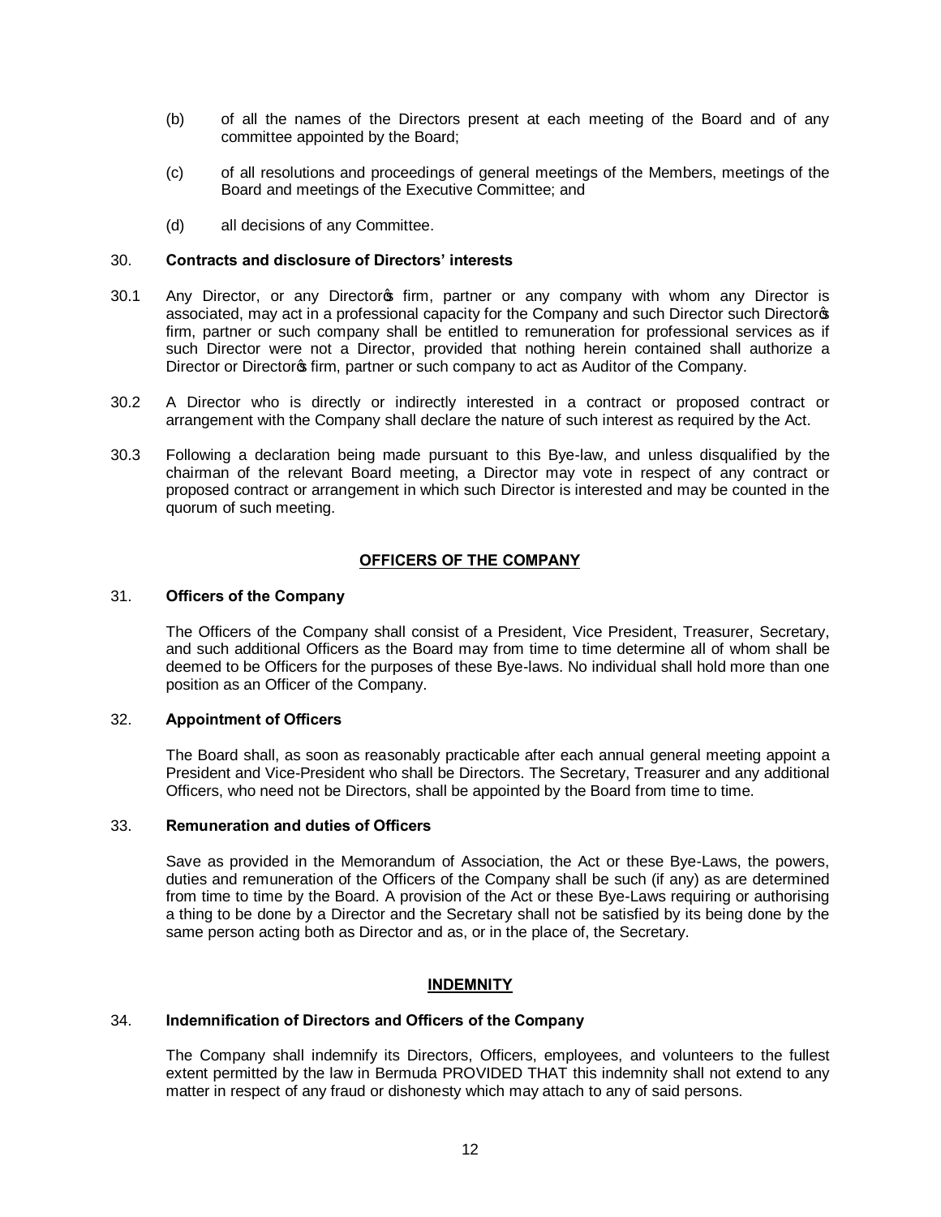(b) of all the names of the Directors present at each meeting of the Board and of any committee appointed by the Board;

(c) of all resolutions and proceedings of general meetings of the Members, meetings of the Board and meetings of the Executive Committee; and

(d) all decisions of any Committee.

30. **Contracts and disclosure of Directors' interests**

30.1 Any Director, or any Director's firm, partner or any company with whom any Director is associated, may act in a professional capacity for the Company and such Director such Director's firm, partner or such company shall be entitled to remuneration for professional services as if such Director were not a Director, provided that nothing herein contained shall authorize a Director or Director's firm, partner or such company to act as Auditor of the Company.

30.2 A Director who is directly or indirectly interested in a contract or proposed contract or arrangement with the Company shall declare the nature of such interest as required by the Act.

30.3 Following a declaration being made pursuant to this Bye-law, and unless disqualified by the chairman of the relevant Board meeting, a Director may vote in respect of any contract or proposed contract or arrangement in which such Director is interested and may be counted in the quorum of such meeting.

## OFFICERS OF THE COMPANY

31. **Officers of the Company**

The Officers of the Company shall consist of a President, Vice President, Treasurer, Secretary, and such additional Officers as the Board may from time to time determine all of whom shall be deemed to be Officers for the purposes of these Bye-laws. No individual shall hold more than one position as an Officer of the Company.

32. **Appointment of Officers**

The Board shall, as soon as reasonably practicable after each annual general meeting appoint a President and Vice-President who shall be Directors. The Secretary, Treasurer and any additional Officers, who need not be Directors, shall be appointed by the Board from time to time.

33. **Remuneration and duties of Officers**

Save as provided in the Memorandum of Association, the Act or these Bye-Laws, the powers, duties and remuneration of the Officers of the Company shall be such (if any) as are determined from time to time by the Board. A provision of the Act or these Bye-Laws requiring or authorising a thing to be done by a Director and the Secretary shall not be satisfied by its being done by the same person acting both as Director and as, or in the place of, the Secretary.

## INDEMNITY

34. **Indemnification of Directors and Officers of the Company**

The Company shall indemnify its Directors, Officers, employees, and volunteers to the fullest extent permitted by the law in Bermuda PROVIDED THAT this indemnity shall not extend to any matter in respect of any fraud or dishonesty which may attach to any of said persons.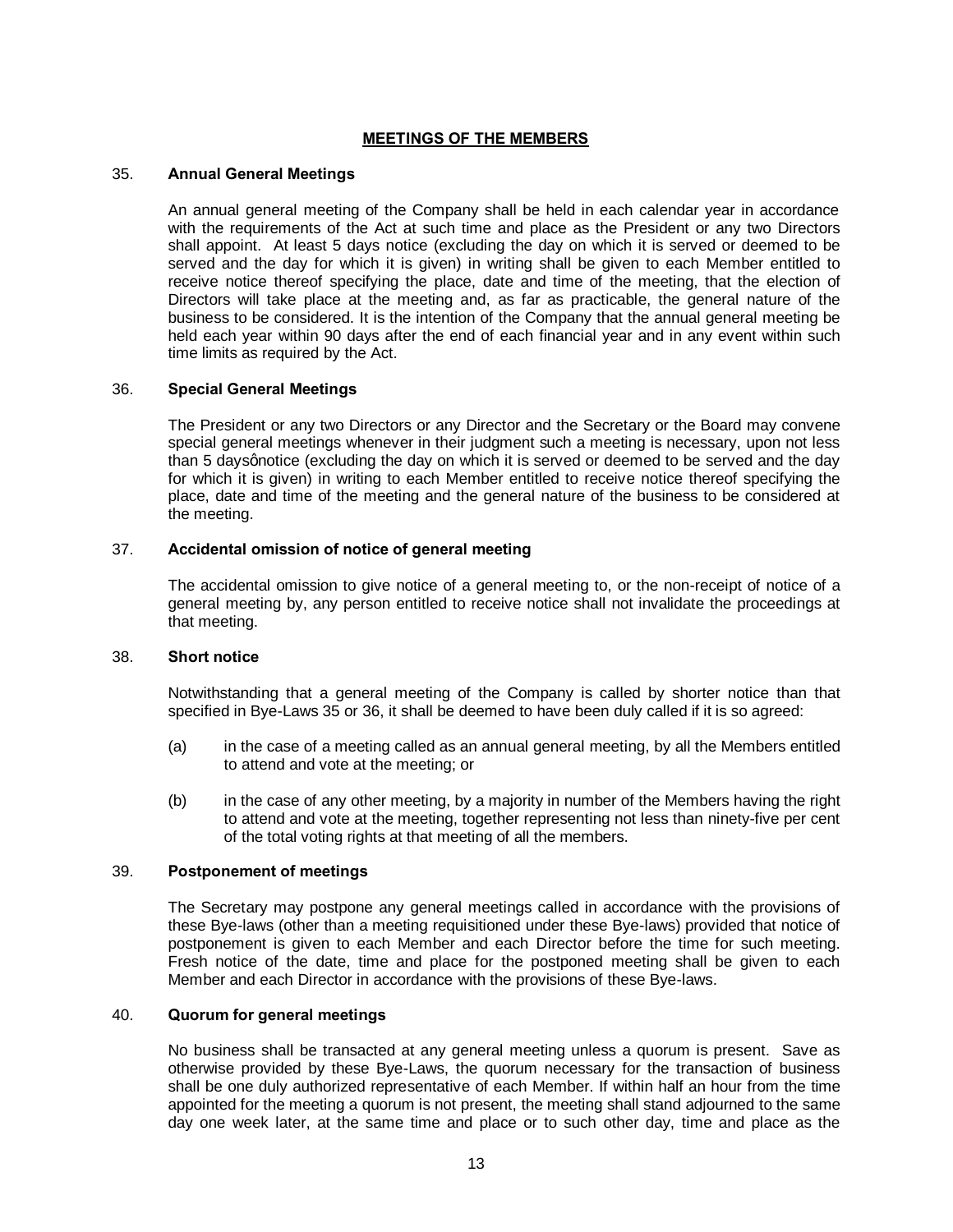## MEETINGS OF THE MEMBERS

### 35. Annual General Meetings

An annual general meeting of the Company shall be held in each calendar year in accordance with the requirements of the Act at such time and place as the President or any two Directors shall appoint. At least 5 days notice (excluding the day on which it is served or deemed to be served and the day for which it is given) in writing shall be given to each Member entitled to receive notice thereof specifying the place, date and time of the meeting, that the election of Directors will take place at the meeting and, as far as practicable, the general nature of the business to be considered. It is the intention of the Company that the annual general meeting be held each year within 90 days after the end of each financial year and in any event within such time limits as required by the Act.

### 36. Special General Meetings

The President or any two Directors or any Director and the Secretary or the Board may convene special general meetings whenever in their judgment such a meeting is necessary, upon not less than 5 daysônotice (excluding the day on which it is served or deemed to be served and the day for which it is given) in writing to each Member entitled to receive notice thereof specifying the place, date and time of the meeting and the general nature of the business to be considered at the meeting.

### 37. Accidental omission of notice of general meeting

The accidental omission to give notice of a general meeting to, or the non-receipt of notice of a general meeting by, any person entitled to receive notice shall not invalidate the proceedings at that meeting.

### 38. Short notice

Notwithstanding that a general meeting of the Company is called by shorter notice than that specified in Bye-Laws 35 or 36, it shall be deemed to have been duly called if it is so agreed:

(a) in the case of a meeting called as an annual general meeting, by all the Members entitled to attend and vote at the meeting; or

(b) in the case of any other meeting, by a majority in number of the Members having the right to attend and vote at the meeting, together representing not less than ninety-five per cent of the total voting rights at that meeting of all the members.

### 39. Postponement of meetings

The Secretary may postpone any general meetings called in accordance with the provisions of these Bye-laws (other than a meeting requisitioned under these Bye-laws) provided that notice of postponement is given to each Member and each Director before the time for such meeting. Fresh notice of the date, time and place for the postponed meeting shall be given to each Member and each Director in accordance with the provisions of these Bye-laws.

### 40. Quorum for general meetings

No business shall be transacted at any general meeting unless a quorum is present. Save as otherwise provided by these Bye-Laws, the quorum necessary for the transaction of business shall be one duly authorized representative of each Member. If within half an hour from the time appointed for the meeting a quorum is not present, the meeting shall stand adjourned to the same day one week later, at the same time and place or to such other day, time and place as the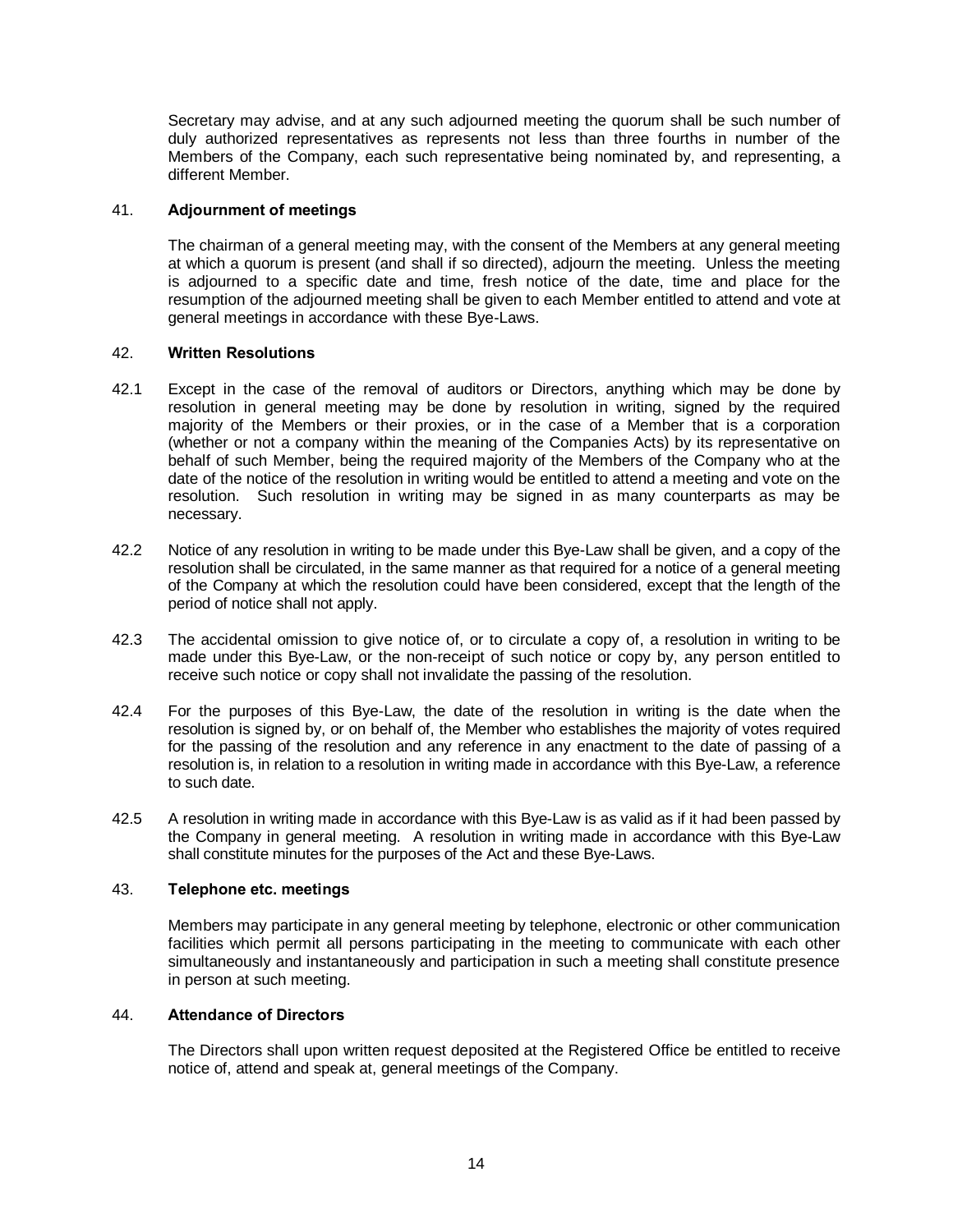Secretary may advise, and at any such adjourned meeting the quorum shall be such number of duly authorized representatives as represents not less than three fourths in number of the Members of the Company, each such representative being nominated by, and representing, a different Member.

41. **Adjournment of meetings**

The chairman of a general meeting may, with the consent of the Members at any general meeting at which a quorum is present (and shall if so directed), adjourn the meeting. Unless the meeting is adjourned to a specific date and time, fresh notice of the date, time and place for the resumption of the adjourned meeting shall be given to each Member entitled to attend and vote at general meetings in accordance with these Bye-Laws.

42. **Written Resolutions**

42.1 Except in the case of the removal of auditors or Directors, anything which may be done by resolution in general meeting may be done by resolution in writing, signed by the required majority of the Members or their proxies, or in the case of a Member that is a corporation (whether or not a company within the meaning of the Companies Acts) by its representative on behalf of such Member, being the required majority of the Members of the Company who at the date of the notice of the resolution in writing would be entitled to attend a meeting and vote on the resolution. Such resolution in writing may be signed in as many counterparts as may be necessary.

42.2 Notice of any resolution in writing to be made under this Bye-Law shall be given, and a copy of the resolution shall be circulated, in the same manner as that required for a notice of a general meeting of the Company at which the resolution could have been considered, except that the length of the period of notice shall not apply.

42.3 The accidental omission to give notice of, or to circulate a copy of, a resolution in writing to be made under this Bye-Law, or the non-receipt of such notice or copy by, any person entitled to receive such notice or copy shall not invalidate the passing of the resolution.

42.4 For the purposes of this Bye-Law, the date of the resolution in writing is the date when the resolution is signed by, or on behalf of, the Member who establishes the majority of votes required for the passing of the resolution and any reference in any enactment to the date of passing of a resolution is, in relation to a resolution in writing made in accordance with this Bye-Law, a reference to such date.

42.5 A resolution in writing made in accordance with this Bye-Law is as valid as if it had been passed by the Company in general meeting. A resolution in writing made in accordance with this Bye-Law shall constitute minutes for the purposes of the Act and these Bye-Laws.

43. **Telephone etc. meetings**

Members may participate in any general meeting by telephone, electronic or other communication facilities which permit all persons participating in the meeting to communicate with each other simultaneously and instantaneously and participation in such a meeting shall constitute presence in person at such meeting.

44. **Attendance of Directors**

The Directors shall upon written request deposited at the Registered Office be entitled to receive notice of, attend and speak at, general meetings of the Company.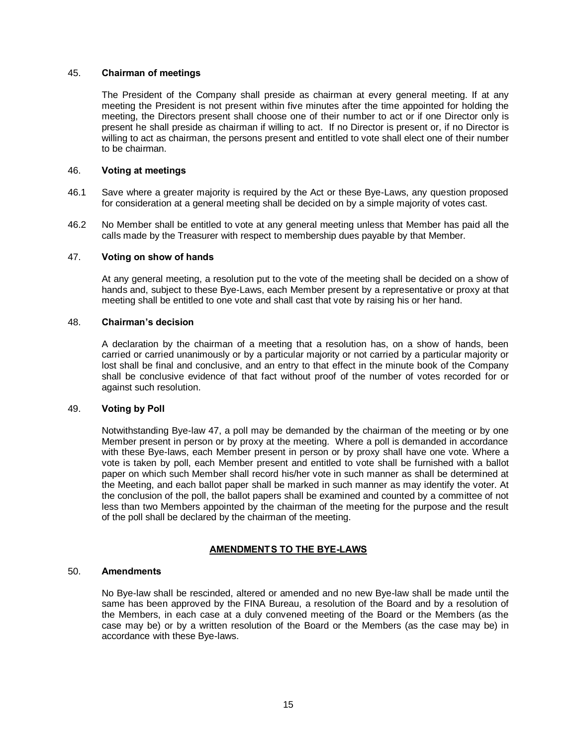### 45. **Chairman of meetings**

The President of the Company shall preside as chairman at every general meeting. If at any meeting the President is not present within five minutes after the time appointed for holding the meeting, the Directors present shall choose one of their number to act or if one Director only is present he shall preside as chairman if willing to act. If no Director is present or, if no Director is willing to act as chairman, the persons present and entitled to vote shall elect one of their number to be chairman.

### 46. **Voting at meetings**

46.1 Save where a greater majority is required by the Act or these Bye-Laws, any question proposed for consideration at a general meeting shall be decided on by a simple majority of votes cast.

46.2 No Member shall be entitled to vote at any general meeting unless that Member has paid all the calls made by the Treasurer with respect to membership dues payable by that Member.

### 47. **Voting on show of hands**

At any general meeting, a resolution put to the vote of the meeting shall be decided on a show of hands and, subject to these Bye-Laws, each Member present by a representative or proxy at that meeting shall be entitled to one vote and shall cast that vote by raising his or her hand.

### 48. **Chairman's decision**

A declaration by the chairman of a meeting that a resolution has, on a show of hands, been carried or carried unanimously or by a particular majority or not carried by a particular majority or lost shall be final and conclusive, and an entry to that effect in the minute book of the Company shall be conclusive evidence of that fact without proof of the number of votes recorded for or against such resolution.

### 49. **Voting by Poll**

Notwithstanding Bye-law 47, a poll may be demanded by the chairman of the meeting or by one Member present in person or by proxy at the meeting. Where a poll is demanded in accordance with these Bye-laws, each Member present in person or by proxy shall have one vote. Where a vote is taken by poll, each Member present and entitled to vote shall be furnished with a ballot paper on which such Member shall record his/her vote in such manner as shall be determined at the Meeting, and each ballot paper shall be marked in such manner as may identify the voter. At the conclusion of the poll, the ballot papers shall be examined and counted by a committee of not less than two Members appointed by the chairman of the meeting for the purpose and the result of the poll shall be declared by the chairman of the meeting.

## **AMENDMENTS TO THE BYE-LAWS**

### 50. **Amendments**

No Bye-law shall be rescinded, altered or amended and no new Bye-law shall be made until the same has been approved by the FINA Bureau, a resolution of the Board and by a resolution of the Members, in each case at a duly convened meeting of the Board or the Members (as the case may be) or by a written resolution of the Board or the Members (as the case may be) in accordance with these Bye-laws.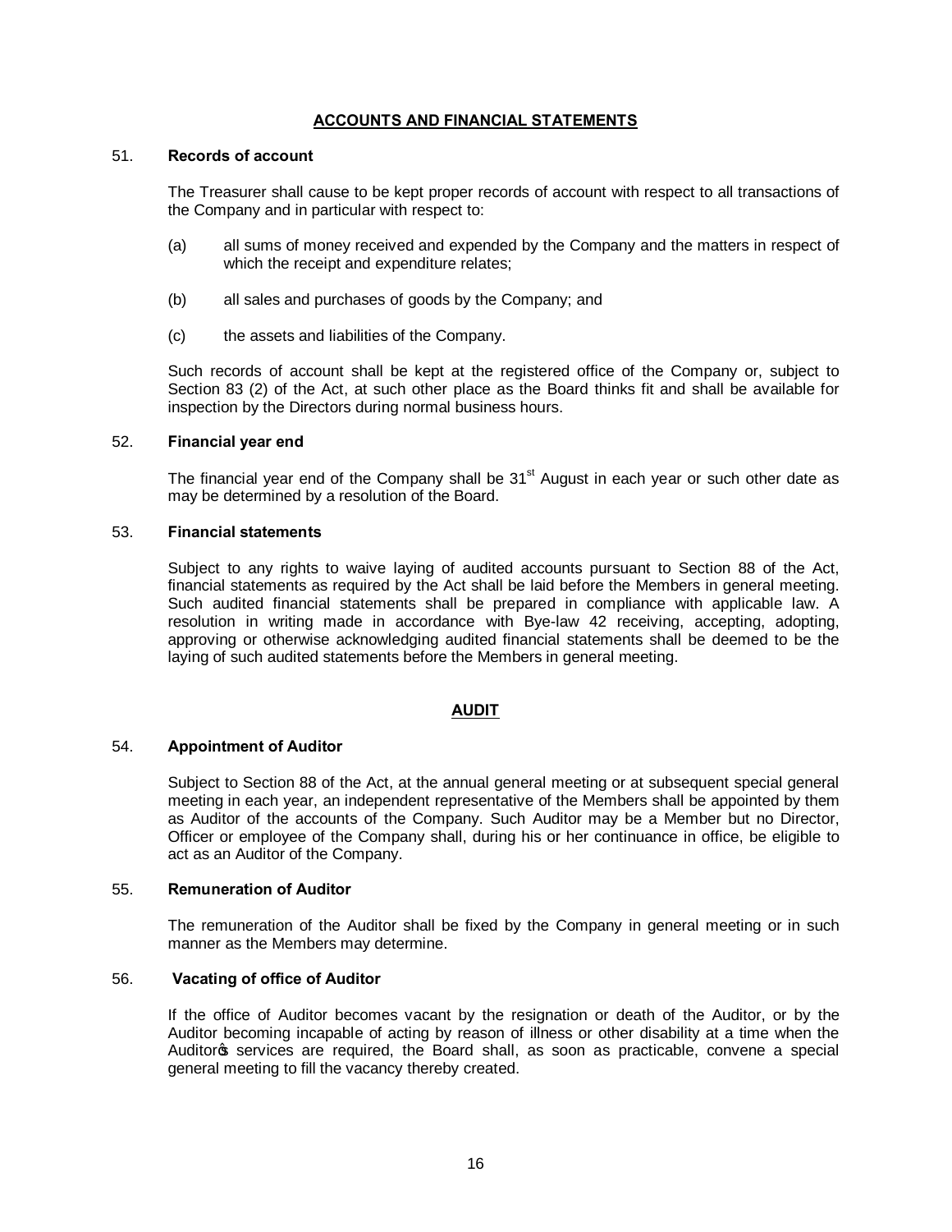## ACCOUNTS AND FINANCIAL STATEMENTS

51. **Records of account**

The Treasurer shall cause to be kept proper records of account with respect to all transactions of the Company and in particular with respect to:

(a) all sums of money received and expended by the Company and the matters in respect of which the receipt and expenditure relates;

(b) all sales and purchases of goods by the Company; and

(c) the assets and liabilities of the Company.

Such records of account shall be kept at the registered office of the Company or, subject to Section 83 (2) of the Act, at such other place as the Board thinks fit and shall be available for inspection by the Directors during normal business hours.

52. **Financial year end**

The financial year end of the Company shall be 31st August in each year or such other date as may be determined by a resolution of the Board.

53. **Financial statements**

Subject to any rights to waive laying of audited accounts pursuant to Section 88 of the Act, financial statements as required by the Act shall be laid before the Members in general meeting. Such audited financial statements shall be prepared in compliance with applicable law. A resolution in writing made in accordance with Bye-law 42 receiving, accepting, adopting, approving or otherwise acknowledging audited financial statements shall be deemed to be the laying of such audited statements before the Members in general meeting.

## AUDIT

54. **Appointment of Auditor**

Subject to Section 88 of the Act, at the annual general meeting or at subsequent special general meeting in each year, an independent representative of the Members shall be appointed by them as Auditor of the accounts of the Company. Such Auditor may be a Member but no Director, Officer or employee of the Company shall, during his or her continuance in office, be eligible to act as an Auditor of the Company.

55. **Remuneration of Auditor**

The remuneration of the Auditor shall be fixed by the Company in general meeting or in such manner as the Members may determine.

56. **Vacating of office of Auditor**

If the office of Auditor becomes vacant by the resignation or death of the Auditor, or by the Auditor becoming incapable of acting by reason of illness or other disability at a time when the Auditor's services are required, the Board shall, as soon as practicable, convene a special general meeting to fill the vacancy thereby created.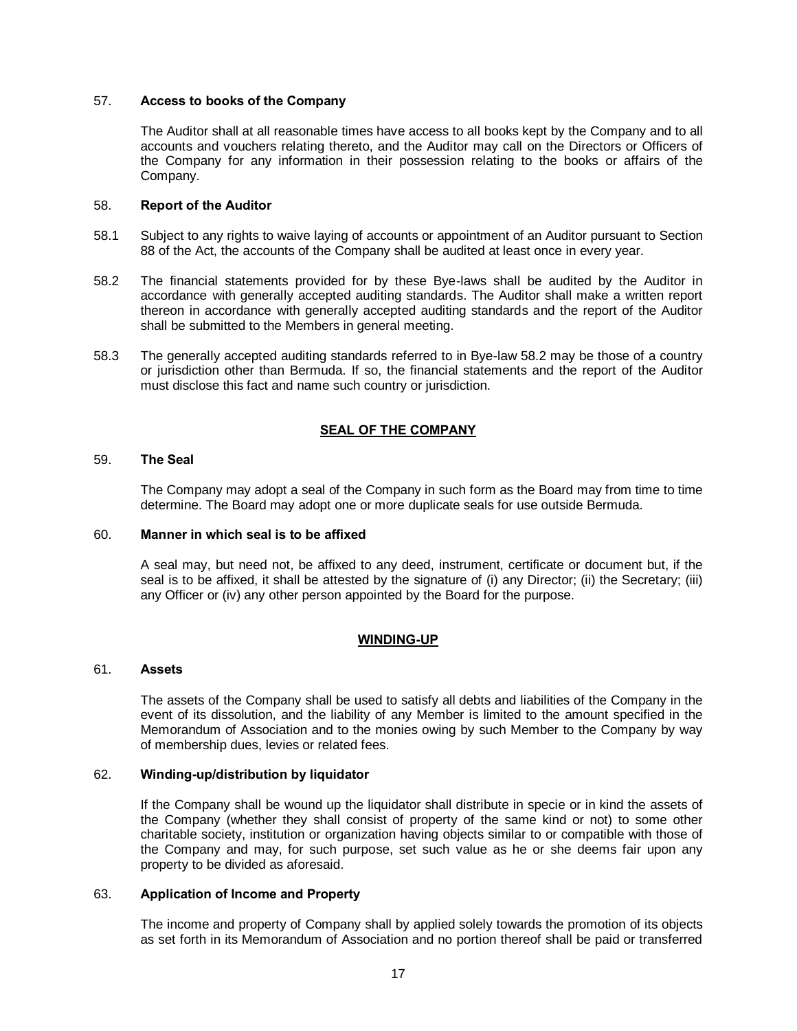57. **Access to books of the Company**

The Auditor shall at all reasonable times have access to all books kept by the Company and to all accounts and vouchers relating thereto, and the Auditor may call on the Directors or Officers of the Company for any information in their possession relating to the books or affairs of the Company.

58. **Report of the Auditor**

58.1 Subject to any rights to waive laying of accounts or appointment of an Auditor pursuant to Section 88 of the Act, the accounts of the Company shall be audited at least once in every year.

58.2 The financial statements provided for by these Bye-laws shall be audited by the Auditor in accordance with generally accepted auditing standards. The Auditor shall make a written report thereon in accordance with generally accepted auditing standards and the report of the Auditor shall be submitted to the Members in general meeting.

58.3 The generally accepted auditing standards referred to in Bye-law 58.2 may be those of a country or jurisdiction other than Bermuda. If so, the financial statements and the report of the Auditor must disclose this fact and name such country or jurisdiction.

## SEAL OF THE COMPANY

59. **The Seal**

The Company may adopt a seal of the Company in such form as the Board may from time to time determine. The Board may adopt one or more duplicate seals for use outside Bermuda.

60. **Manner in which seal is to be affixed**

A seal may, but need not, be affixed to any deed, instrument, certificate or document but, if the seal is to be affixed, it shall be attested by the signature of (i) any Director; (ii) the Secretary; (iii) any Officer or (iv) any other person appointed by the Board for the purpose.

## WINDING-UP

61. **Assets**

The assets of the Company shall be used to satisfy all debts and liabilities of the Company in the event of its dissolution, and the liability of any Member is limited to the amount specified in the Memorandum of Association and to the monies owing by such Member to the Company by way of membership dues, levies or related fees.

62. **Winding-up/distribution by liquidator**

If the Company shall be wound up the liquidator shall distribute in specie or in kind the assets of the Company (whether they shall consist of property of the same kind or not) to some other charitable society, institution or organization having objects similar to or compatible with those of the Company and may, for such purpose, set such value as he or she deems fair upon any property to be divided as aforesaid.

63. **Application of Income and Property**

The income and property of Company shall by applied solely towards the promotion of its objects as set forth in its Memorandum of Association and no portion thereof shall be paid or transferred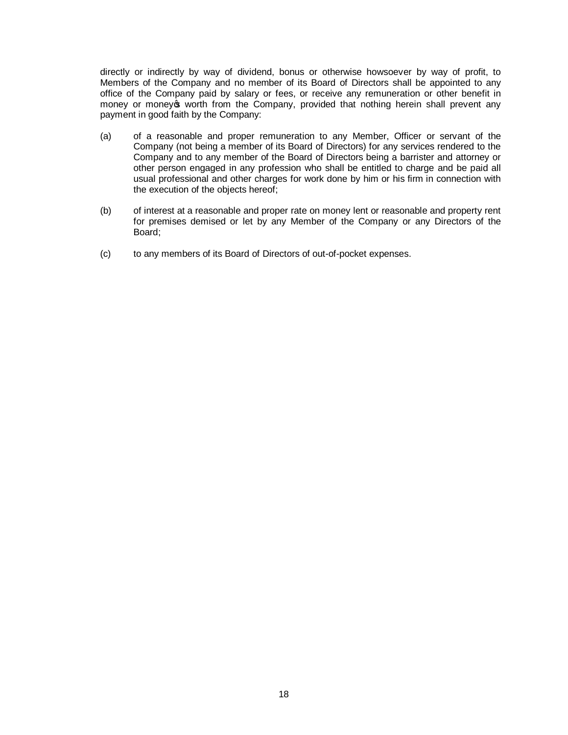directly or indirectly by way of dividend, bonus or otherwise howsoever by way of profit, to Members of the Company and no member of its Board of Directors shall be appointed to any office of the Company paid by salary or fees, or receive any remuneration or other benefit in money or money's worth from the Company, provided that nothing herein shall prevent any payment in good faith by the Company:

(a) of a reasonable and proper remuneration to any Member, Officer or servant of the Company (not being a member of its Board of Directors) for any services rendered to the Company and to any member of the Board of Directors being a barrister and attorney or other person engaged in any profession who shall be entitled to charge and be paid all usual professional and other charges for work done by him or his firm in connection with the execution of the objects hereof;

(b) of interest at a reasonable and proper rate on money lent or reasonable and property rent for premises demised or let by any Member of the Company or any Directors of the Board;

(c) to any members of its Board of Directors of out-of-pocket expenses.